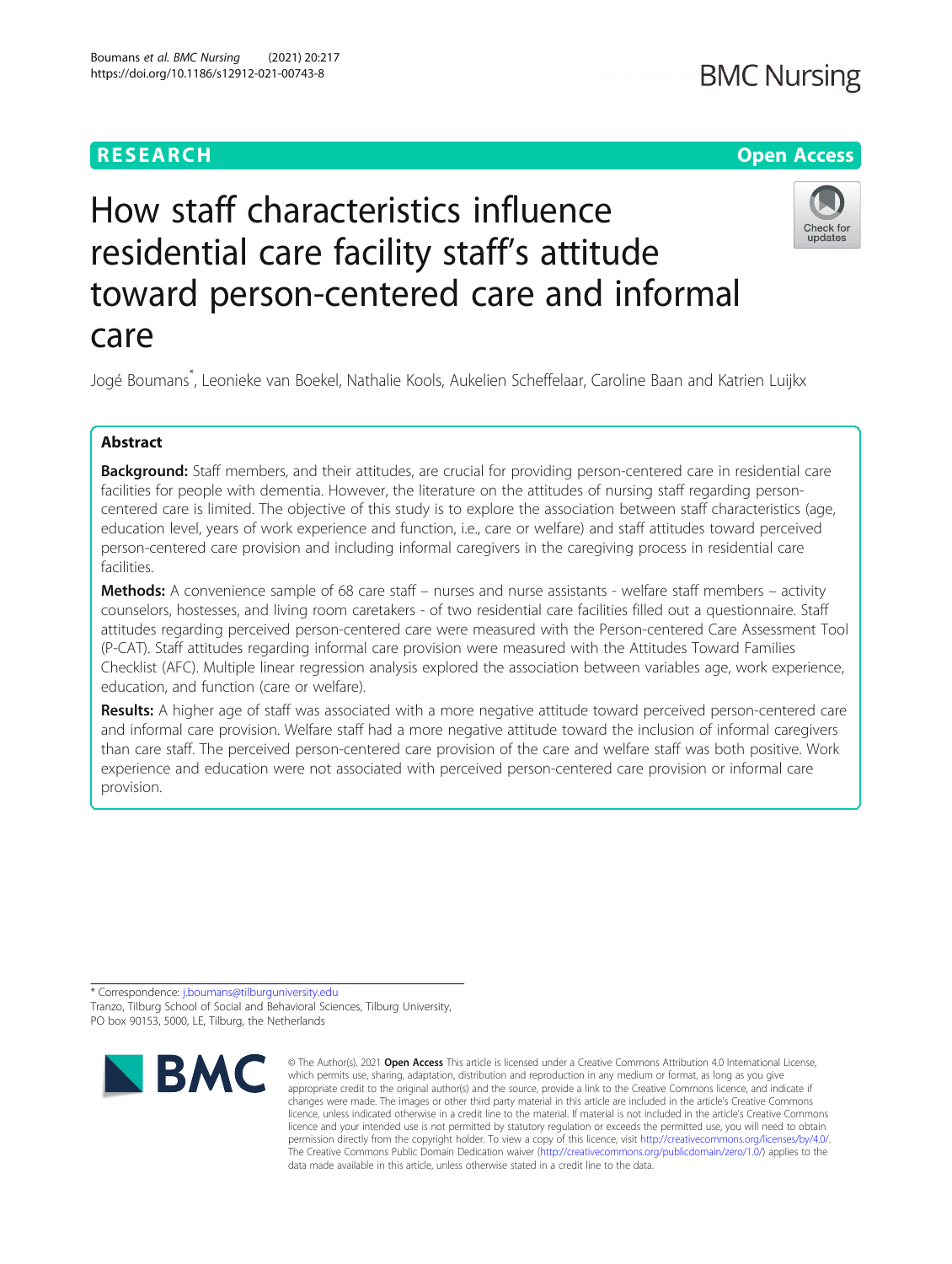RESEARCH

Open Access

# How staff characteristics influence residential care facility staff's attitude toward person-centered care and informal care

Jogé Boumans*, Leonieke van Boekel, Nathalie Kools, Aukelien Scheffelaar, Caroline Baan and Katrien Luijkx

## Abstract

**Background:** Staff members, and their attitudes, are crucial for providing person-centered care in residential care facilities for people with dementia. However, the literature on the attitudes of nursing staff regarding person-centered care is limited. The objective of this study is to explore the association between staff characteristics (age, education level, years of work experience and function, i.e., care or welfare) and staff attitudes toward perceived person-centered care provision and including informal caregivers in the caregiving process in residential care facilities.

**Methods:** A convenience sample of 68 care staff – nurses and nurse assistants - welfare staff members – activity counselors, hostesses, and living room caretakers - of two residential care facilities filled out a questionnaire. Staff attitudes regarding perceived person-centered care were measured with the Person-centered Care Assessment Tool (P-CAT). Staff attitudes regarding informal care provision were measured with the Attitudes Toward Families Checklist (AFC). Multiple linear regression analysis explored the association between variables age, work experience, education, and function (care or welfare).

**Results:** A higher age of staff was associated with a more negative attitude toward perceived person-centered care and informal care provision. Welfare staff had a more negative attitude toward the inclusion of informal caregivers than care staff. The perceived person-centered care provision of the care and welfare staff was both positive. Work experience and education were not associated with perceived person-centered care provision or informal care provision.

* Correspondence: j.boumans@tilburguniversity.edu
Tranzo, Tilburg School of Social and Behavioral Sciences, Tilburg University, PO box 90153, 5000, LE, Tilburg, the Netherlands

© The Author(s). 2021 **Open Access** This article is licensed under a Creative Commons Attribution 4.0 International License, which permits use, sharing, adaptation, distribution and reproduction in any medium or format, as long as you give appropriate credit to the original author(s) and the source, provide a link to the Creative Commons licence, and indicate if changes were made. The images or other third party material in this article are included in the article's Creative Commons licence, unless indicated otherwise in a credit line to the material. If material is not included in the article's Creative Commons licence and your intended use is not permitted by statutory regulation or exceeds the permitted use, you will need to obtain permission directly from the copyright holder. To view a copy of this licence, visit http://creativecommons.org/licenses/by/4.0/. The Creative Commons Public Domain Dedication waiver (http://creativecommons.org/publicdomain/zero/1.0/) applies to the data made available in this article, unless otherwise stated in a credit line to the data.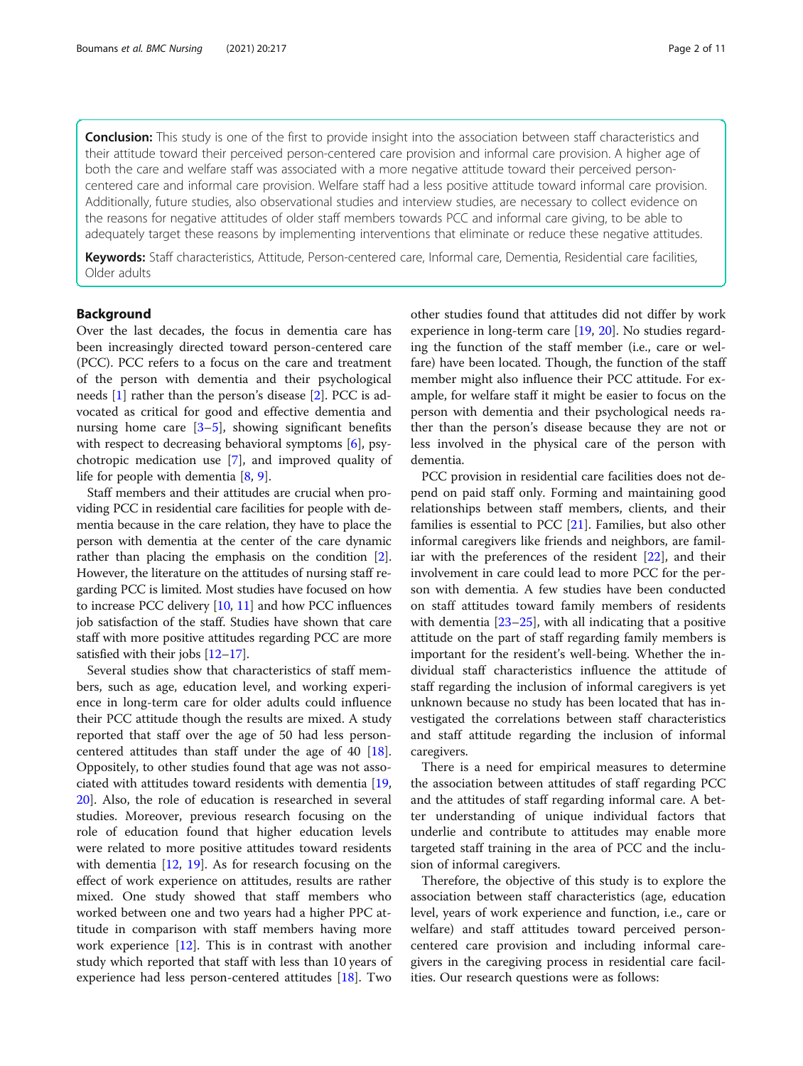**Conclusion:** This study is one of the first to provide insight into the association between staff characteristics and their attitude toward their perceived person-centered care provision and informal care provision. A higher age of both the care and welfare staff was associated with a more negative attitude toward their perceived person-centered care and informal care provision. Welfare staff had a less positive attitude toward informal care provision. Additionally, future studies, also observational studies and interview studies, are necessary to collect evidence on the reasons for negative attitudes of older staff members towards PCC and informal care giving, to be able to adequately target these reasons by implementing interventions that eliminate or reduce these negative attitudes.

**Keywords:** Staff characteristics, Attitude, Person-centered care, Informal care, Dementia, Residential care facilities, Older adults

## Background

Over the last decades, the focus in dementia care has been increasingly directed toward person-centered care (PCC). PCC refers to a focus on the care and treatment of the person with dementia and their psychological needs [1] rather than the person's disease [2]. PCC is advocated as critical for good and effective dementia and nursing home care [3–5], showing significant benefits with respect to decreasing behavioral symptoms [6], psychotropic medication use [7], and improved quality of life for people with dementia [8, 9].

Staff members and their attitudes are crucial when providing PCC in residential care facilities for people with dementia because in the care relation, they have to place the person with dementia at the center of the care dynamic rather than placing the emphasis on the condition [2]. However, the literature on the attitudes of nursing staff regarding PCC is limited. Most studies have focused on how to increase PCC delivery [10, 11] and how PCC influences job satisfaction of the staff. Studies have shown that care staff with more positive attitudes regarding PCC are more satisfied with their jobs [12–17].

Several studies show that characteristics of staff members, such as age, education level, and working experience in long-term care for older adults could influence their PCC attitude though the results are mixed. A study reported that staff over the age of 50 had less person-centered attitudes than staff under the age of 40 [18]. Oppositely, to other studies found that age was not associated with attitudes toward residents with dementia [19, 20]. Also, the role of education is researched in several studies. Moreover, previous research focusing on the role of education found that higher education levels were related to more positive attitudes toward residents with dementia [12, 19]. As for research focusing on the effect of work experience on attitudes, results are rather mixed. One study showed that staff members who worked between one and two years had a higher PPC attitude in comparison with staff members having more work experience [12]. This is in contrast with another study which reported that staff with less than 10 years of experience had less person-centered attitudes [18]. Two other studies found that attitudes did not differ by work experience in long-term care [19, 20]. No studies regarding the function of the staff member (i.e., care or welfare) have been located. Though, the function of the staff member might also influence their PCC attitude. For example, for welfare staff it might be easier to focus on the person with dementia and their psychological needs rather than the person's disease because they are not or less involved in the physical care of the person with dementia.

PCC provision in residential care facilities does not depend on paid staff only. Forming and maintaining good relationships between staff members, clients, and their families is essential to PCC [21]. Families, but also other informal caregivers like friends and neighbors, are familiar with the preferences of the resident [22], and their involvement in care could lead to more PCC for the person with dementia. A few studies have been conducted on staff attitudes toward family members of residents with dementia [23–25], with all indicating that a positive attitude on the part of staff regarding family members is important for the resident's well-being. Whether the individual staff characteristics influence the attitude of staff regarding the inclusion of informal caregivers is yet unknown because no study has been located that has investigated the correlations between staff characteristics and staff attitude regarding the inclusion of informal caregivers.

There is a need for empirical measures to determine the association between attitudes of staff regarding PCC and the attitudes of staff regarding informal care. A better understanding of unique individual factors that underlie and contribute to attitudes may enable more targeted staff training in the area of PCC and the inclusion of informal caregivers.

Therefore, the objective of this study is to explore the association between staff characteristics (age, education level, years of work experience and function, i.e., care or welfare) and staff attitudes toward perceived person-centered care provision and including informal caregivers in the caregiving process in residential care facilities. Our research questions were as follows: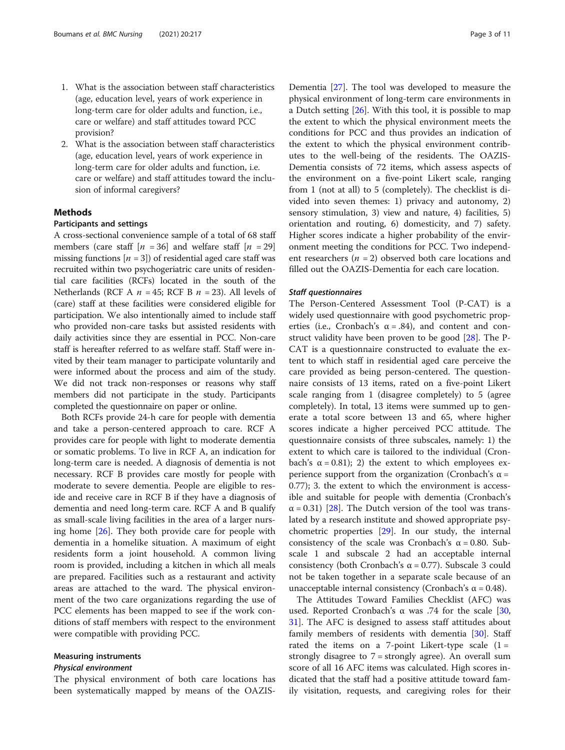1. What is the association between staff characteristics (age, education level, years of work experience in long-term care for older adults and function, i.e., care or welfare) and staff attitudes toward PCC provision?
2. What is the association between staff characteristics (age, education level, years of work experience in long-term care for older adults and function, i.e. care or welfare) and staff attitudes toward the inclusion of informal caregivers?

## Methods

### Participants and settings

A cross-sectional convenience sample of a total of 68 staff members (care staff [$n$ = 36] and welfare staff [$n$ = 29] missing functions [$n$ = 3]) of residential aged care staff was recruited within two psychogeriatric care units of residential care facilities (RCFs) located in the south of the Netherlands (RCF A $n$ = 45; RCF B $n$ = 23). All levels of (care) staff at these facilities were considered eligible for participation. We also intentionally aimed to include staff who provided non-care tasks but assisted residents with daily activities since they are essential in PCC. Non-care staff is hereafter referred to as welfare staff. Staff were invited by their team manager to participate voluntarily and were informed about the process and aim of the study. We did not track non-responses or reasons why staff members did not participate in the study. Participants completed the questionnaire on paper or online.

Both RCFs provide 24-h care for people with dementia and take a person-centered approach to care. RCF A provides care for people with light to moderate dementia or somatic problems. To live in RCF A, an indication for long-term care is needed. A diagnosis of dementia is not necessary. RCF B provides care mostly for people with moderate to severe dementia. People are eligible to reside and receive care in RCF B if they have a diagnosis of dementia and need long-term care. RCF A and B qualify as small-scale living facilities in the area of a larger nursing home [26]. They both provide care for people with dementia in a homelike situation. A maximum of eight residents form a joint household. A common living room is provided, including a kitchen in which all meals are prepared. Facilities such as a restaurant and activity areas are attached to the ward. The physical environment of the two care organizations regarding the use of PCC elements has been mapped to see if the work conditions of staff members with respect to the environment were compatible with providing PCC.

### Measuring instruments

#### *Physical environment*

The physical environment of both care locations has been systematically mapped by means of the OAZIS-Dementia [27]. The tool was developed to measure the physical environment of long-term care environments in a Dutch setting [26]. With this tool, it is possible to map the extent to which the physical environment meets the conditions for PCC and thus provides an indication of the extent to which the physical environment contributes to the well-being of the residents. The OAZIS-Dementia consists of 72 items, which assess aspects of the environment on a five-point Likert scale, ranging from 1 (not at all) to 5 (completely). The checklist is divided into seven themes: 1) privacy and autonomy, 2) sensory stimulation, 3) view and nature, 4) facilities, 5) orientation and routing, 6) domesticity, and 7) safety. Higher scores indicate a higher probability of the environment meeting the conditions for PCC. Two independent researchers ($n$ = 2) observed both care locations and filled out the OAZIS-Dementia for each care location.

#### *Staff questionnaires*

The Person-Centered Assessment Tool (P-CAT) is a widely used questionnaire with good psychometric properties (i.e., Cronbach's α = .84), and content and construct validity have been proven to be good [28]. The P-CAT is a questionnaire constructed to evaluate the extent to which staff in residential aged care perceive the care provided as being person-centered. The questionnaire consists of 13 items, rated on a five-point Likert scale ranging from 1 (disagree completely) to 5 (agree completely). In total, 13 items were summed up to generate a total score between 13 and 65, where higher scores indicate a higher perceived PCC attitude. The questionnaire consists of three subscales, namely: 1) the extent to which care is tailored to the individual (Cronbach's α = 0.81); 2) the extent to which employees experience support from the organization (Cronbach's α = 0.77); 3. the extent to which the environment is accessible and suitable for people with dementia (Cronbach's α = 0.31) [28]. The Dutch version of the tool was translated by a research institute and showed appropriate psychometric properties [29]. In our study, the internal consistency of the scale was Cronbach's α = 0.80. Subscale 1 and subscale 2 had an acceptable internal consistency (both Cronbach's α = 0.77). Subscale 3 could not be taken together in a separate scale because of an unacceptable internal consistency (Cronbach's α = 0.48).

The Attitudes Toward Families Checklist (AFC) was used. Reported Cronbach's α was .74 for the scale [30, 31]. The AFC is designed to assess staff attitudes about family members of residents with dementia [30]. Staff rated the items on a 7-point Likert-type scale (1 = strongly disagree to 7 = strongly agree). An overall sum score of all 16 AFC items was calculated. High scores indicated that the staff had a positive attitude toward family visitation, requests, and caregiving roles for their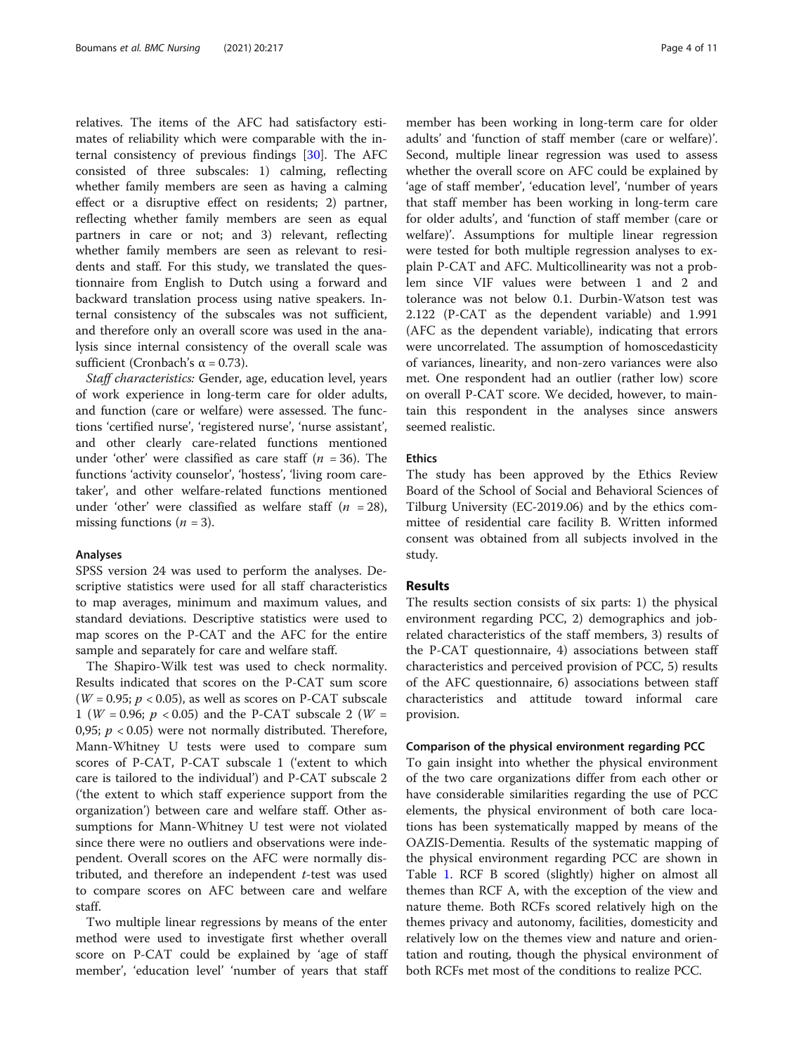relatives. The items of the AFC had satisfactory estimates of reliability which were comparable with the internal consistency of previous findings [30]. The AFC consisted of three subscales: 1) calming, reflecting whether family members are seen as having a calming effect or a disruptive effect on residents; 2) partner, reflecting whether family members are seen as equal partners in care or not; and 3) relevant, reflecting whether family members are seen as relevant to residents and staff. For this study, we translated the questionnaire from English to Dutch using a forward and backward translation process using native speakers. Internal consistency of the subscales was not sufficient, and therefore only an overall score was used in the analysis since internal consistency of the overall scale was sufficient (Cronbach's $\alpha = 0.73$).

*Staff characteristics:* Gender, age, education level, years of work experience in long-term care for older adults, and function (care or welfare) were assessed. The functions 'certified nurse', 'registered nurse', 'nurse assistant', and other clearly care-related functions mentioned under 'other' were classified as care staff ($n = 36$). The functions 'activity counselor', 'hostess', 'living room caretaker', and other welfare-related functions mentioned under 'other' were classified as welfare staff ($n = 28$), missing functions ($n = 3$).

### Analyses

SPSS version 24 was used to perform the analyses. Descriptive statistics were used for all staff characteristics to map averages, minimum and maximum values, and standard deviations. Descriptive statistics were used to map scores on the P-CAT and the AFC for the entire sample and separately for care and welfare staff.

The Shapiro-Wilk test was used to check normality. Results indicated that scores on the P-CAT sum score ($W = 0.95$; $p < 0.05$), as well as scores on P-CAT subscale 1 ($W = 0.96$; $p < 0.05$) and the P-CAT subscale 2 ($W = 0{,}95$; $p < 0.05$) were not normally distributed. Therefore, Mann-Whitney U tests were used to compare sum scores of P-CAT, P-CAT subscale 1 ('extent to which care is tailored to the individual') and P-CAT subscale 2 ('the extent to which staff experience support from the organization') between care and welfare staff. Other assumptions for Mann-Whitney U test were not violated since there were no outliers and observations were independent. Overall scores on the AFC were normally distributed, and therefore an independent *t*-test was used to compare scores on AFC between care and welfare staff.

Two multiple linear regressions by means of the enter method were used to investigate first whether overall score on P-CAT could be explained by 'age of staff member', 'education level' 'number of years that staff member has been working in long-term care for older adults' and 'function of staff member (care or welfare)'. Second, multiple linear regression was used to assess whether the overall score on AFC could be explained by 'age of staff member', 'education level', 'number of years that staff member has been working in long-term care for older adults', and 'function of staff member (care or welfare)'. Assumptions for multiple linear regression were tested for both multiple regression analyses to explain P-CAT and AFC. Multicollinearity was not a problem since VIF values were between 1 and 2 and tolerance was not below 0.1. Durbin-Watson test was 2.122 (P-CAT as the dependent variable) and 1.991 (AFC as the dependent variable), indicating that errors were uncorrelated. The assumption of homoscedasticity of variances, linearity, and non-zero variances were also met. One respondent had an outlier (rather low) score on overall P-CAT score. We decided, however, to maintain this respondent in the analyses since answers seemed realistic.

### Ethics

The study has been approved by the Ethics Review Board of the School of Social and Behavioral Sciences of Tilburg University (EC-2019.06) and by the ethics committee of residential care facility B. Written informed consent was obtained from all subjects involved in the study.

## Results

The results section consists of six parts: 1) the physical environment regarding PCC, 2) demographics and job-related characteristics of the staff members, 3) results of the P-CAT questionnaire, 4) associations between staff characteristics and perceived provision of PCC, 5) results of the AFC questionnaire, 6) associations between staff characteristics and attitude toward informal care provision.

### Comparison of the physical environment regarding PCC

To gain insight into whether the physical environment of the two care organizations differ from each other or have considerable similarities regarding the use of PCC elements, the physical environment of both care locations has been systematically mapped by means of the OAZIS-Dementia. Results of the systematic mapping of the physical environment regarding PCC are shown in Table 1. RCF B scored (slightly) higher on almost all themes than RCF A, with the exception of the view and nature theme. Both RCFs scored relatively high on the themes privacy and autonomy, facilities, domesticity and relatively low on the themes view and nature and orientation and routing, though the physical environment of both RCFs met most of the conditions to realize PCC.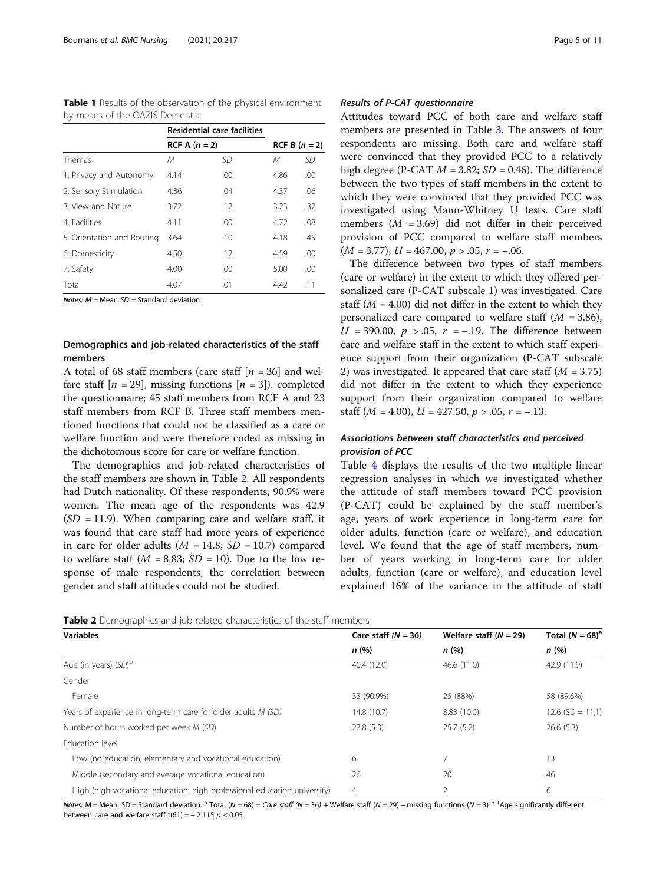**Table 1** Results of the observation of the physical environment by means of the OAZIS-Dementia

| | Residential care facilities | | | |
|---|---|---|---|---|
| | RCF A ($n$ = 2) | | RCF B ($n$ = 2) | |
| Themas | $M$ | $SD$ | $M$ | $SD$ |
| 1. Privacy and Autonomy | 4.14 | .00 | 4.86 | .00 |
| 2. Sensory Stimulation | 4.36 | .04 | 4.37 | .06 |
| 3. View and Nature | 3.72 | .12 | 3.23 | .32 |
| 4. Facilities | 4.11 | .00 | 4.72 | .08 |
| 5. Orientation and Routing | 3.64 | .10 | 4.18 | .45 |
| 6. Domesticity | 4.50 | .12 | 4.59 | .00 |
| 7. Safety | 4.00 | .00 | 5.00 | .00 |
| Total | 4.07 | .01 | 4.42 | .11 |

*Notes: M* = Mean *SD* = Standard deviation

## Demographics and job-related characteristics of the staff members

A total of 68 staff members (care staff [$n$ = 36] and welfare staff [$n$ = 29], missing functions [$n$ = 3]). completed the questionnaire; 45 staff members from RCF A and 23 staff members from RCF B. Three staff members mentioned functions that could not be classified as a care or welfare function and were therefore coded as missing in the dichotomous score for care or welfare function.

The demographics and job-related characteristics of the staff members are shown in Table 2. All respondents had Dutch nationality. Of these respondents, 90.9% were women. The mean age of the respondents was 42.9 ($SD$ = 11.9). When comparing care and welfare staff, it was found that care staff had more years of experience in care for older adults ($M$ = 14.8; $SD$ = 10.7) compared to welfare staff ($M$ = 8.83; $SD$ = 10). Due to the low response of male respondents, the correlation between gender and staff attitudes could not be studied.

### *Results of P-CAT questionnaire*

Attitudes toward PCC of both care and welfare staff members are presented in Table 3. The answers of four respondents are missing. Both care and welfare staff were convinced that they provided PCC to a relatively high degree (P-CAT $M$ = 3.82; $SD$ = 0.46). The difference between the two types of staff members in the extent to which they were convinced that they provided PCC was investigated using Mann-Whitney U tests. Care staff members ($M$ = 3.69) did not differ in their perceived provision of PCC compared to welfare staff members ($M$ = 3.77), $U$ = 467.00, $p$ > .05, $r$ = −.06.

The difference between two types of staff members (care or welfare) in the extent to which they offered personalized care (P-CAT subscale 1) was investigated. Care staff ($M$ = 4.00) did not differ in the extent to which they personalized care compared to welfare staff ($M$ = 3.86), $U$ = 390.00, $p$ > .05, $r$ = −.19. The difference between care and welfare staff in the extent to which staff experience support from their organization (P-CAT subscale 2) was investigated. It appeared that care staff ($M$ = 3.75) did not differ in the extent to which they experience support from their organization compared to welfare staff ($M$ = 4.00), $U$ = 427.50, $p$ > .05, $r$ = −.13.

### *Associations between staff characteristics and perceived provision of PCC*

Table 4 displays the results of the two multiple linear regression analyses in which we investigated whether the attitude of staff members toward PCC provision (P-CAT) could be explained by the staff member's age, years of work experience in long-term care for older adults, function (care or welfare), and education level. We found that the age of staff members, number of years working in long-term care for older adults, function (care or welfare), and education level explained 16% of the variance in the attitude of staff

**Table 2** Demographics and job-related characteristics of the staff members

| Variables | Care staff ($N$ = 36) | Welfare staff ($N$ = 29) | Total ($N$ = 68)[a] |
|---|---|---|---|
| | $n$ (%) | $n$ (%) | $n$ (%) |
| Age (in years) ($SD$)[b] | 40.4 (12.0) | 46.6 (11.0) | 42.9 (11.9) |
| Gender | | | |
| Female | 33 (90.9%) | 25 (88%) | 58 (89.6%) |
| Years of experience in long-term care for older adults *M (SD)* | 14.8 (10.7) | 8.83 (10.0) | 12.6 (SD = 11,1) |
| Number of hours worked per week *M (SD)* | 27.8 (5.3) | 25.7 (5.2) | 26.6 (5.3) |
| Education level | | | |
| Low (no education, elementary and vocational education) | 6 | 7 | 13 |
| Middle (secondary and average vocational education) | 26 | 20 | 46 |
| High (high vocational education, high professional education university) | 4 | 2 | 6 |

*Notes:* M = Mean. SD = Standard deviation. [a] Total ($N$ = 68) = *Care staff (N = 36)* + Welfare staff ($N$ = 29) + missing functions ($N$ = 3) [b] [T]Age significantly different between care and welfare staff $t(61) = -2.115$ $p < 0.05$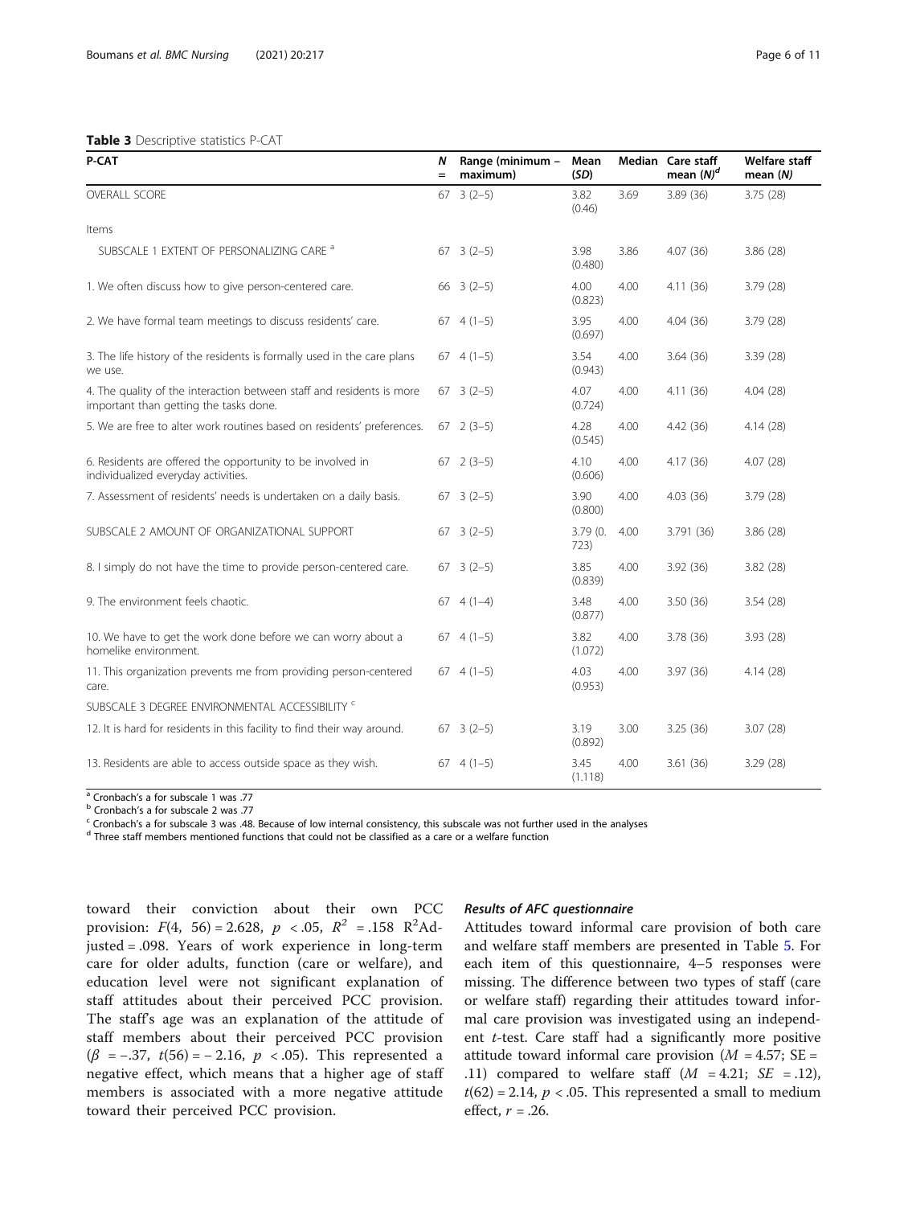**Table 3** Descriptive statistics P-CAT

| P-CAT | N = | Range (minimum – maximum) | Mean (SD) | Median | Care staff mean (N)[d] | Welfare staff mean (N) |
|---|---|---|---|---|---|---|
| OVERALL SCORE | 67 | 3 (2–5) | 3.82 (0.46) | 3.69 | 3.89 (36) | 3.75 (28) |
| Items | | | | | | |
| SUBSCALE 1 EXTENT OF PERSONALIZING CARE [a] | 67 | 3 (2–5) | 3.98 (0.480) | 3.86 | 4.07 (36) | 3.86 (28) |
| 1. We often discuss how to give person-centered care. | 66 | 3 (2–5) | 4.00 (0.823) | 4.00 | 4.11 (36) | 3.79 (28) |
| 2. We have formal team meetings to discuss residents' care. | 67 | 4 (1–5) | 3.95 (0.697) | 4.00 | 4.04 (36) | 3.79 (28) |
| 3. The life history of the residents is formally used in the care plans we use. | 67 | 4 (1–5) | 3.54 (0.943) | 4.00 | 3.64 (36) | 3.39 (28) |
| 4. The quality of the interaction between staff and residents is more important than getting the tasks done. | 67 | 3 (2–5) | 4.07 (0.724) | 4.00 | 4.11 (36) | 4.04 (28) |
| 5. We are free to alter work routines based on residents' preferences. | 67 | 2 (3–5) | 4.28 (0.545) | 4.00 | 4.42 (36) | 4.14 (28) |
| 6. Residents are offered the opportunity to be involved in individualized everyday activities. | 67 | 2 (3–5) | 4.10 (0.606) | 4.00 | 4.17 (36) | 4.07 (28) |
| 7. Assessment of residents' needs is undertaken on a daily basis. | 67 | 3 (2–5) | 3.90 (0.800) | 4.00 | 4.03 (36) | 3.79 (28) |
| SUBSCALE 2 AMOUNT OF ORGANIZATIONAL SUPPORT | 67 | 3 (2–5) | 3.79 (0. 723) | 4.00 | 3.791 (36) | 3.86 (28) |
| 8. I simply do not have the time to provide person-centered care. | 67 | 3 (2–5) | 3.85 (0.839) | 4.00 | 3.92 (36) | 3.82 (28) |
| 9. The environment feels chaotic. | 67 | 4 (1–4) | 3.48 (0.877) | 4.00 | 3.50 (36) | 3.54 (28) |
| 10. We have to get the work done before we can worry about a homelike environment. | 67 | 4 (1–5) | 3.82 (1.072) | 4.00 | 3.78 (36) | 3.93 (28) |
| 11. This organization prevents me from providing person-centered care. | 67 | 4 (1–5) | 4.03 (0.953) | 4.00 | 3.97 (36) | 4.14 (28) |
| SUBSCALE 3 DEGREE ENVIRONMENTAL ACCESSIBILITY [c] | | | | | | |
| 12. It is hard for residents in this facility to find their way around. | 67 | 3 (2–5) | 3.19 (0.892) | 3.00 | 3.25 (36) | 3.07 (28) |
| 13. Residents are able to access outside space as they wish. | 67 | 4 (1–5) | 3.45 (1.118) | 4.00 | 3.61 (36) | 3.29 (28) |

[a] Cronbach's α for subscale 1 was .77
[b] Cronbach's α for subscale 2 was .77
[c] Cronbach's α for subscale 3 was .48. Because of low internal consistency, this subscale was not further used in the analyses
[d] Three staff members mentioned functions that could not be classified as a care or a welfare function

toward their conviction about their own PCC provision: $F(4, 56) = 2.628$, $p < .05$, $R^2 = .158$ $R^2$Adjusted = .098. Years of work experience in long-term care for older adults, function (care or welfare), and education level were not significant explanation of staff attitudes about their perceived PCC provision. The staff's age was an explanation of the attitude of staff members about their perceived PCC provision ($\beta = -.37$, $t(56) = -2.16$, $p < .05$). This represented a negative effect, which means that a higher age of staff members is associated with a more negative attitude toward their perceived PCC provision.

#### Results of AFC questionnaire

Attitudes toward informal care provision of both care and welfare staff members are presented in Table 5. For each item of this questionnaire, 4–5 responses were missing. The difference between two types of staff (care or welfare staff) regarding their attitudes toward informal care provision was investigated using an independent *t*-test. Care staff had a significantly more positive attitude toward informal care provision ($M = 4.57$; SE = .11) compared to welfare staff ($M = 4.21$; $SE = .12$), $t(62) = 2.14$, $p < .05$. This represented a small to medium effect, $r = .26$.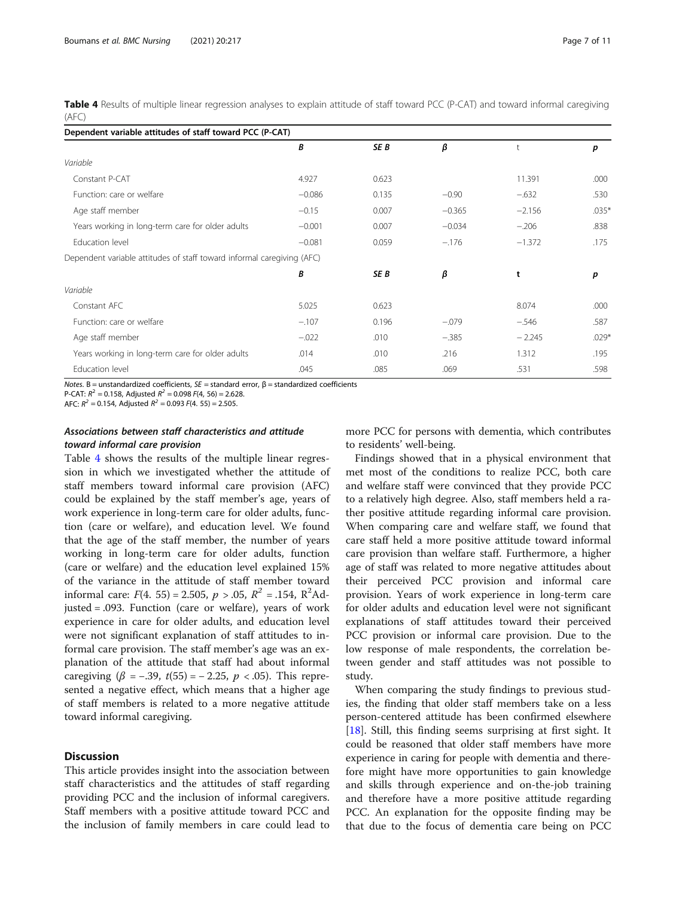**Table 4** Results of multiple linear regression analyses to explain attitude of staff toward PCC (P-CAT) and toward informal caregiving (AFC)

| Dependent variable attitudes of staff toward PCC (P-CAT) | | | | | |
|---|---|---|---|---|---|
| | *B* | *SE B* | *β* | t | *p* |
| *Variable* | | | | | |
| Constant P-CAT | 4.927 | 0.623 | | 11.391 | .000 |
| Function: care or welfare | −0.086 | 0.135 | −0.90 | −.632 | .530 |
| Age staff member | −0.15 | 0.007 | −0.365 | −2.156 | .035* |
| Years working in long-term care for older adults | −0.001 | 0.007 | −0.034 | −.206 | .838 |
| Education level | −0.081 | 0.059 | −.176 | −1.372 | .175 |
| Dependent variable attitudes of staff toward informal caregiving (AFC) | | | | | |
| | *B* | *SE B* | *β* | **t** | *p* |
| *Variable* | | | | | |
| Constant AFC | 5.025 | 0.623 | | 8.074 | .000 |
| Function: care or welfare | −.107 | 0.196 | −.079 | −.546 | .587 |
| Age staff member | −.022 | .010 | −.385 | − 2.245 | .029* |
| Years working in long-term care for older adults | .014 | .010 | .216 | 1.312 | .195 |
| Education level | .045 | .085 | .069 | .531 | .598 |

*Notes.* B = unstandardized coefficients, *SE* = standard error, β = standardized coefficients
P-CAT: $R^2$ = 0.158, Adjusted $R^2$ = 0.098 $F(4, 56)$ = 2.628.
AFC: $R^2$ = 0.154, Adjusted $R^2$ = 0.093 $F(4. 55)$ = 2.505.

### *Associations between staff characteristics and attitude toward informal care provision*

Table 4 shows the results of the multiple linear regression in which we investigated whether the attitude of staff members toward informal care provision (AFC) could be explained by the staff member's age, years of work experience in long-term care for older adults, function (care or welfare), and education level. We found that the age of the staff member, the number of years working in long-term care for older adults, function (care or welfare) and the education level explained 15% of the variance in the attitude of staff member toward informal care: $F(4. 55) = 2.505$, $p > .05$, $R^2 = .154$, $R^2$Adjusted = .093. Function (care or welfare), years of work experience in care for older adults, and education level were not significant explanation of staff attitudes to informal care provision. The staff member's age was an explanation of the attitude that staff had about informal caregiving ($\beta = -.39$, $t(55) = -2.25$, $p < .05$). This represented a negative effect, which means that a higher age of staff members is related to a more negative attitude toward informal caregiving.

## Discussion

This article provides insight into the association between staff characteristics and the attitudes of staff regarding providing PCC and the inclusion of informal caregivers. Staff members with a positive attitude toward PCC and the inclusion of family members in care could lead to more PCC for persons with dementia, which contributes to residents' well-being.

Findings showed that in a physical environment that met most of the conditions to realize PCC, both care and welfare staff were convinced that they provide PCC to a relatively high degree. Also, staff members held a rather positive attitude regarding informal care provision. When comparing care and welfare staff, we found that care staff held a more positive attitude toward informal care provision than welfare staff. Furthermore, a higher age of staff was related to more negative attitudes about their perceived PCC provision and informal care provision. Years of work experience in long-term care for older adults and education level were not significant explanations of staff attitudes toward their perceived PCC provision or informal care provision. Due to the low response of male respondents, the correlation between gender and staff attitudes was not possible to study.

When comparing the study findings to previous studies, the finding that older staff members take on a less person-centered attitude has been confirmed elsewhere [18]. Still, this finding seems surprising at first sight. It could be reasoned that older staff members have more experience in caring for people with dementia and therefore might have more opportunities to gain knowledge and skills through experience and on-the-job training and therefore have a more positive attitude regarding PCC. An explanation for the opposite finding may be that due to the focus of dementia care being on PCC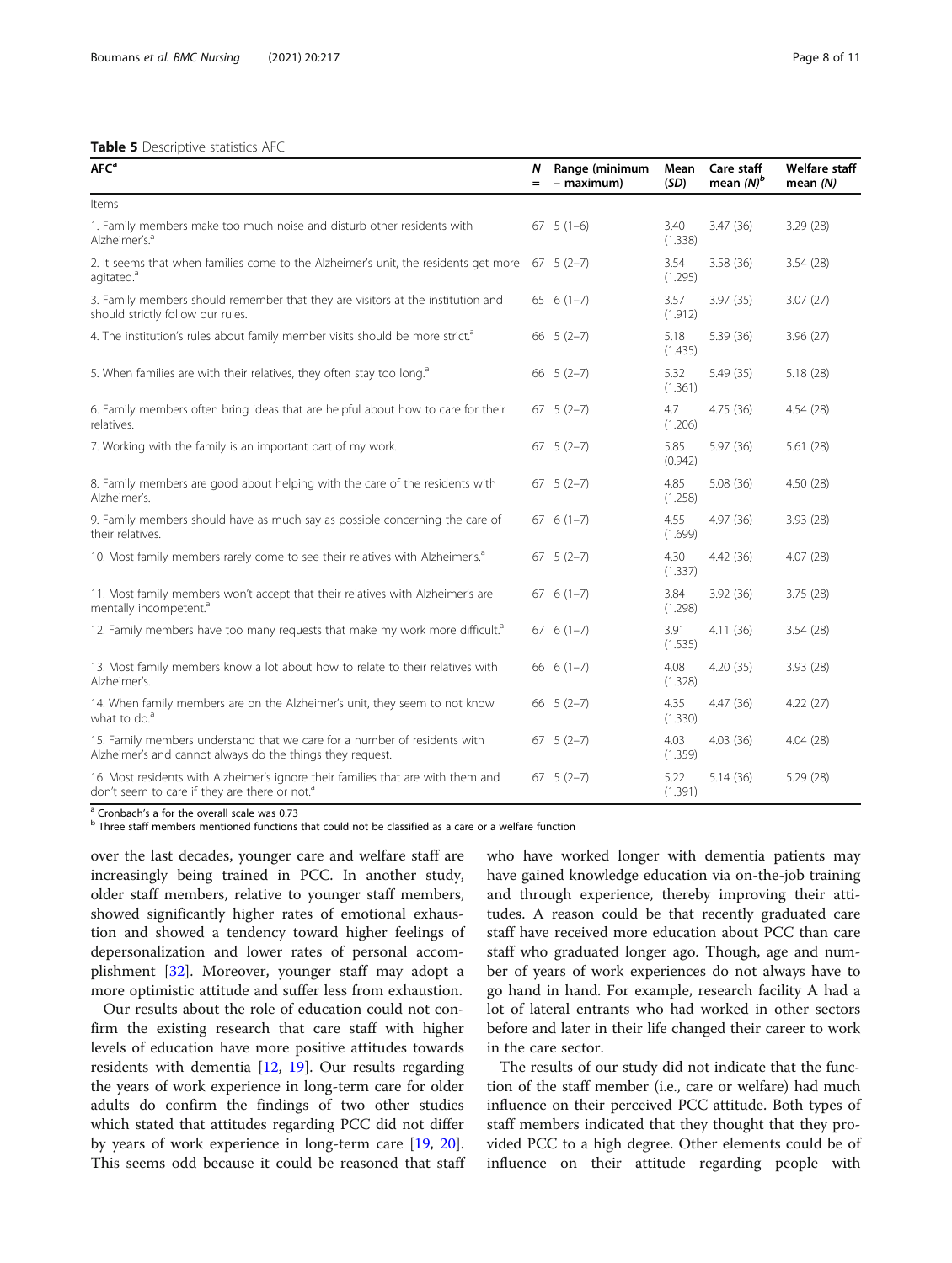**Table 5** Descriptive statistics AFC

| AFC[a] | N = | Range (minimum – maximum) | Mean (SD) | Care staff mean (N)[b] | Welfare staff mean (N) |
|---|---|---|---|---|---|
| Items | | | | | |
| 1. Family members make too much noise and disturb other residents with Alzheimer's.[a] | 67 | 5 (1–6) | 3.40 (1.338) | 3.47 (36) | 3.29 (28) |
| 2. It seems that when families come to the Alzheimer's unit, the residents get more agitated.[a] | 67 | 5 (2–7) | 3.54 (1.295) | 3.58 (36) | 3.54 (28) |
| 3. Family members should remember that they are visitors at the institution and should strictly follow our rules. | 65 | 6 (1–7) | 3.57 (1.912) | 3.97 (35) | 3.07 (27) |
| 4. The institution's rules about family member visits should be more strict.[a] | 66 | 5 (2–7) | 5.18 (1.435) | 5.39 (36) | 3.96 (27) |
| 5. When families are with their relatives, they often stay too long.[a] | 66 | 5 (2–7) | 5.32 (1.361) | 5.49 (35) | 5.18 (28) |
| 6. Family members often bring ideas that are helpful about how to care for their relatives. | 67 | 5 (2–7) | 4.7 (1.206) | 4.75 (36) | 4.54 (28) |
| 7. Working with the family is an important part of my work. | 67 | 5 (2–7) | 5.85 (0.942) | 5.97 (36) | 5.61 (28) |
| 8. Family members are good about helping with the care of the residents with Alzheimer's. | 67 | 5 (2–7) | 4.85 (1.258) | 5.08 (36) | 4.50 (28) |
| 9. Family members should have as much say as possible concerning the care of their relatives. | 67 | 6 (1–7) | 4.55 (1.699) | 4.97 (36) | 3.93 (28) |
| 10. Most family members rarely come to see their relatives with Alzheimer's.[a] | 67 | 5 (2–7) | 4.30 (1.337) | 4.42 (36) | 4.07 (28) |
| 11. Most family members won't accept that their relatives with Alzheimer's are mentally incompetent.[a] | 67 | 6 (1–7) | 3.84 (1.298) | 3.92 (36) | 3.75 (28) |
| 12. Family members have too many requests that make my work more difficult.[a] | 67 | 6 (1–7) | 3.91 (1.535) | 4.11 (36) | 3.54 (28) |
| 13. Most family members know a lot about how to relate to their relatives with Alzheimer's. | 66 | 6 (1–7) | 4.08 (1.328) | 4.20 (35) | 3.93 (28) |
| 14. When family members are on the Alzheimer's unit, they seem to not know what to do.[a] | 66 | 5 (2–7) | 4.35 (1.330) | 4.47 (36) | 4.22 (27) |
| 15. Family members understand that we care for a number of residents with Alzheimer's and cannot always do the things they request. | 67 | 5 (2–7) | 4.03 (1.359) | 4.03 (36) | 4.04 (28) |
| 16. Most residents with Alzheimer's ignore their families that are with them and don't seem to care if they are there or not.[a] | 67 | 5 (2–7) | 5.22 (1.391) | 5.14 (36) | 5.29 (28) |

[a] Cronbach's α for the overall scale was 0.73

[b] Three staff members mentioned functions that could not be classified as a care or a welfare function

over the last decades, younger care and welfare staff are increasingly being trained in PCC. In another study, older staff members, relative to younger staff members, showed significantly higher rates of emotional exhaustion and showed a tendency toward higher feelings of depersonalization and lower rates of personal accomplishment [32]. Moreover, younger staff may adopt a more optimistic attitude and suffer less from exhaustion.

Our results about the role of education could not confirm the existing research that care staff with higher levels of education have more positive attitudes towards residents with dementia [12, 19]. Our results regarding the years of work experience in long-term care for older adults do confirm the findings of two other studies which stated that attitudes regarding PCC did not differ by years of work experience in long-term care [19, 20]. This seems odd because it could be reasoned that staff who have worked longer with dementia patients may have gained knowledge education via on-the-job training and through experience, thereby improving their attitudes. A reason could be that recently graduated care staff have received more education about PCC than care staff who graduated longer ago. Though, age and number of years of work experiences do not always have to go hand in hand. For example, research facility A had a lot of lateral entrants who had worked in other sectors before and later in their life changed their career to work in the care sector.

The results of our study did not indicate that the function of the staff member (i.e., care or welfare) had much influence on their perceived PCC attitude. Both types of staff members indicated that they thought that they provided PCC to a high degree. Other elements could be of influence on their attitude regarding people with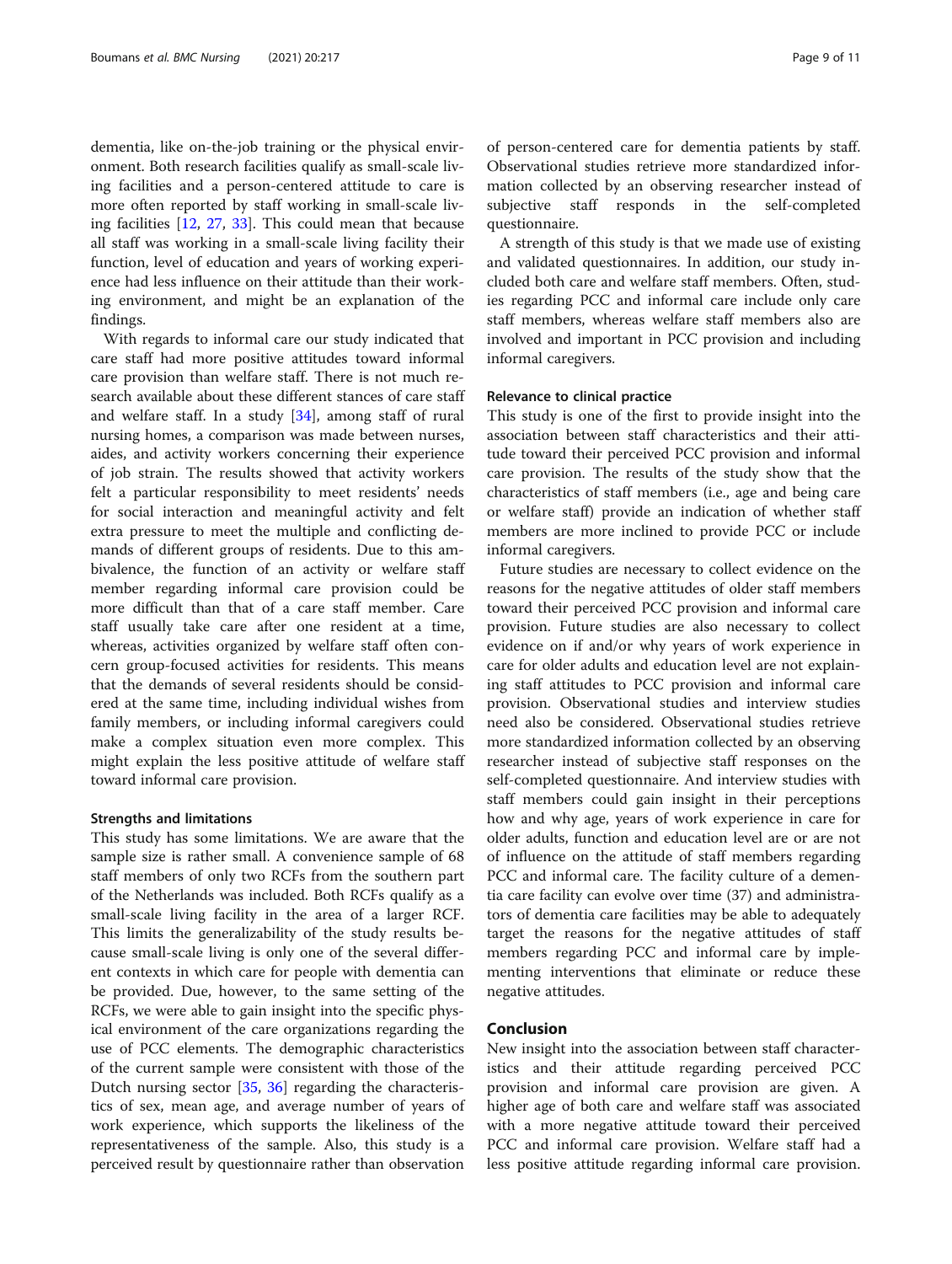dementia, like on-the-job training or the physical environment. Both research facilities qualify as small-scale living facilities and a person-centered attitude to care is more often reported by staff working in small-scale living facilities [12, 27, 33]. This could mean that because all staff was working in a small-scale living facility their function, level of education and years of working experience had less influence on their attitude than their working environment, and might be an explanation of the findings.

With regards to informal care our study indicated that care staff had more positive attitudes toward informal care provision than welfare staff. There is not much research available about these different stances of care staff and welfare staff. In a study [34], among staff of rural nursing homes, a comparison was made between nurses, aides, and activity workers concerning their experience of job strain. The results showed that activity workers felt a particular responsibility to meet residents' needs for social interaction and meaningful activity and felt extra pressure to meet the multiple and conflicting demands of different groups of residents. Due to this ambivalence, the function of an activity or welfare staff member regarding informal care provision could be more difficult than that of a care staff member. Care staff usually take care after one resident at a time, whereas, activities organized by welfare staff often concern group-focused activities for residents. This means that the demands of several residents should be considered at the same time, including individual wishes from family members, or including informal caregivers could make a complex situation even more complex. This might explain the less positive attitude of welfare staff toward informal care provision.

### Strengths and limitations

This study has some limitations. We are aware that the sample size is rather small. A convenience sample of 68 staff members of only two RCFs from the southern part of the Netherlands was included. Both RCFs qualify as a small-scale living facility in the area of a larger RCF. This limits the generalizability of the study results because small-scale living is only one of the several different contexts in which care for people with dementia can be provided. Due, however, to the same setting of the RCFs, we were able to gain insight into the specific physical environment of the care organizations regarding the use of PCC elements. The demographic characteristics of the current sample were consistent with those of the Dutch nursing sector [35, 36] regarding the characteristics of sex, mean age, and average number of years of work experience, which supports the likeliness of the representativeness of the sample. Also, this study is a perceived result by questionnaire rather than observation of person-centered care for dementia patients by staff. Observational studies retrieve more standardized information collected by an observing researcher instead of subjective staff responds in the self-completed questionnaire.

A strength of this study is that we made use of existing and validated questionnaires. In addition, our study included both care and welfare staff members. Often, studies regarding PCC and informal care include only care staff members, whereas welfare staff members also are involved and important in PCC provision and including informal caregivers.

### Relevance to clinical practice

This study is one of the first to provide insight into the association between staff characteristics and their attitude toward their perceived PCC provision and informal care provision. The results of the study show that the characteristics of staff members (i.e., age and being care or welfare staff) provide an indication of whether staff members are more inclined to provide PCC or include informal caregivers.

Future studies are necessary to collect evidence on the reasons for the negative attitudes of older staff members toward their perceived PCC provision and informal care provision. Future studies are also necessary to collect evidence on if and/or why years of work experience in care for older adults and education level are not explaining staff attitudes to PCC provision and informal care provision. Observational studies and interview studies need also be considered. Observational studies retrieve more standardized information collected by an observing researcher instead of subjective staff responses on the self-completed questionnaire. And interview studies with staff members could gain insight in their perceptions how and why age, years of work experience in care for older adults, function and education level are or are not of influence on the attitude of staff members regarding PCC and informal care. The facility culture of a dementia care facility can evolve over time (37) and administrators of dementia care facilities may be able to adequately target the reasons for the negative attitudes of staff members regarding PCC and informal care by implementing interventions that eliminate or reduce these negative attitudes.

## Conclusion

New insight into the association between staff characteristics and their attitude regarding perceived PCC provision and informal care provision are given. A higher age of both care and welfare staff was associated with a more negative attitude toward their perceived PCC and informal care provision. Welfare staff had a less positive attitude regarding informal care provision.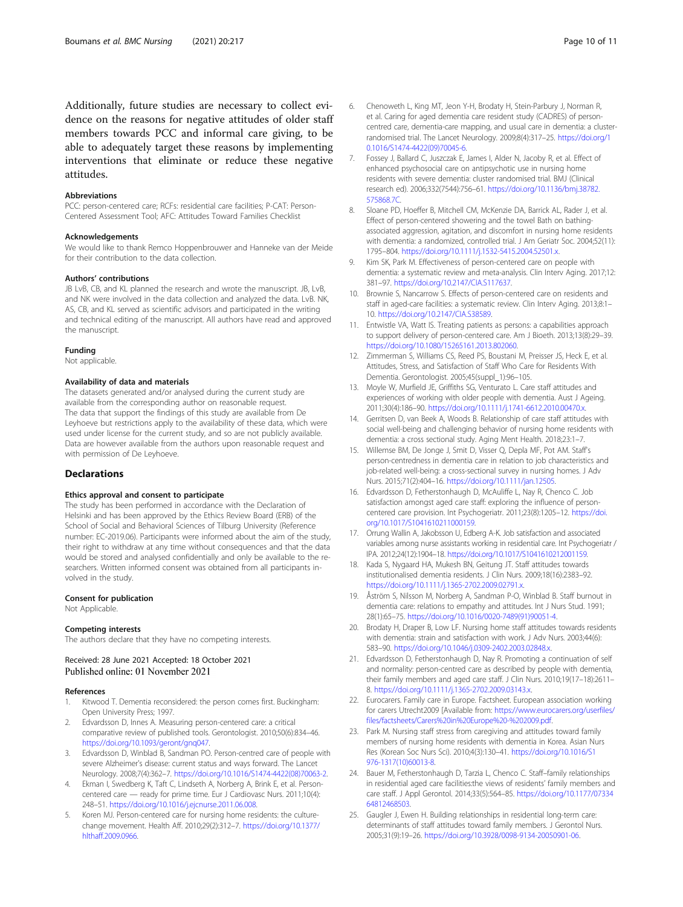Additionally, future studies are necessary to collect evidence on the reasons for negative attitudes of older staff members towards PCC and informal care giving, to be able to adequately target these reasons by implementing interventions that eliminate or reduce these negative attitudes.

### Abbreviations

PCC: person-centered care; RCFs: residential care facilities; P-CAT: Person-Centered Assessment Tool; AFC: Attitudes Toward Families Checklist

### Acknowledgements

We would like to thank Remco Hoppenbrouwer and Hanneke van der Meide for their contribution to the data collection.

### Authors' contributions

JB LvB, CB, and KL planned the research and wrote the manuscript. JB, LvB, and NK were involved in the data collection and analyzed the data. LvB. NK, AS, CB, and KL served as scientific advisors and participated in the writing and technical editing of the manuscript. All authors have read and approved the manuscript.

### Funding

Not applicable.

### Availability of data and materials

The datasets generated and/or analysed during the current study are available from the corresponding author on reasonable request.
The data that support the findings of this study are available from De Leyhoeve but restrictions apply to the availability of these data, which were used under license for the current study, and so are not publicly available. Data are however available from the authors upon reasonable request and with permission of De Leyhoeve.

## Declarations

### Ethics approval and consent to participate

The study has been performed in accordance with the Declaration of Helsinki and has been approved by the Ethics Review Board (ERB) of the School of Social and Behavioral Sciences of Tilburg University (Reference number: EC-2019.06). Participants were informed about the aim of the study, their right to withdraw at any time without consequences and that the data would be stored and analysed confidentially and only be available to the researchers. Written informed consent was obtained from all participants involved in the study.

### Consent for publication

Not Applicable.

### Competing interests

The authors declare that they have no competing interests.

Received: 28 June 2021 Accepted: 18 October 2021
Published online: 01 November 2021

### References

1. Kitwood T. Dementia reconsidered: the person comes first. Buckingham: Open University Press; 1997.
2. Edvardsson D, Innes A. Measuring person-centered care: a critical comparative review of published tools. Gerontologist. 2010;50(6):834–46. https://doi.org/10.1093/geront/gnq047.
3. Edvardsson D, Winblad B, Sandman PO. Person-centred care of people with severe Alzheimer's disease: current status and ways forward. The Lancet Neurology. 2008;7(4):362–7. https://doi.org/10.1016/S1474-4422(08)70063-2.
4. Ekman I, Swedberg K, Taft C, Lindseth A, Norberg A, Brink E, et al. Person-centered care — ready for prime time. Eur J Cardiovasc Nurs. 2011;10(4): 248–51. https://doi.org/10.1016/j.ejcnurse.2011.06.008.
5. Koren MJ. Person-centered care for nursing home residents: the culture-change movement. Health Aff. 2010;29(2):312–7. https://doi.org/10.1377/hlthaff.2009.0966.
6. Chenoweth L, King MT, Jeon Y-H, Brodaty H, Stein-Parbury J, Norman R, et al. Caring for aged dementia care resident study (CADRES) of person-centred care, dementia-care mapping, and usual care in dementia: a cluster-randomised trial. The Lancet Neurology. 2009;8(4):317–25. https://doi.org/10.1016/S1474-4422(09)70045-6.
7. Fossey J, Ballard C, Juszczak E, James I, Alder N, Jacoby R, et al. Effect of enhanced psychosocial care on antipsychotic use in nursing home residents with severe dementia: cluster randomised trial. BMJ (Clinical research ed). 2006;332(7544):756–61. https://doi.org/10.1136/bmj.38782.575868.7C.
8. Sloane PD, Hoeffer B, Mitchell CM, McKenzie DA, Barrick AL, Rader J, et al. Effect of person-centered showering and the towel Bath on bathing-associated aggression, agitation, and discomfort in nursing home residents with dementia: a randomized, controlled trial. J Am Geriatr Soc. 2004;52(11): 1795–804. https://doi.org/10.1111/j.1532-5415.2004.52501.x.
9. Kim SK, Park M. Effectiveness of person-centered care on people with dementia: a systematic review and meta-analysis. Clin Interv Aging. 2017;12: 381–97. https://doi.org/10.2147/CIA.S117637.
10. Brownie S, Nancarrow S. Effects of person-centered care on residents and staff in aged-care facilities: a systematic review. Clin Interv Aging. 2013;8:1–10. https://doi.org/10.2147/CIA.S38589.
11. Entwistle VA, Watt IS. Treating patients as persons: a capabilities approach to support delivery of person-centered care. Am J Bioeth. 2013;13(8):29–39. https://doi.org/10.1080/15265161.2013.802060.
12. Zimmerman S, Williams CS, Reed PS, Boustani M, Preisser JS, Heck E, et al. Attitudes, Stress, and Satisfaction of Staff Who Care for Residents With Dementia. Gerontologist. 2005;45(suppl_1):96–105.
13. Moyle W, Murfield JE, Griffiths SG, Venturato L. Care staff attitudes and experiences of working with older people with dementia. Aust J Ageing. 2011;30(4):186–90. https://doi.org/10.1111/j.1741-6612.2010.00470.x.
14. Gerritsen D, van Beek A, Woods B. Relationship of care staff attitudes with social well-being and challenging behavior of nursing home residents with dementia: a cross sectional study. Aging Ment Health. 2018;23:1–7.
15. Willemse BM, De Jonge J, Smit D, Visser Q, Depla MF, Pot AM. Staff's person-centredness in dementia care in relation to job characteristics and job-related well-being: a cross-sectional survey in nursing homes. J Adv Nurs. 2015;71(2):404–16. https://doi.org/10.1111/jan.12505.
16. Edvardsson D, Fetherstonhaugh D, McAuliffe L, Nay R, Chenco C. Job satisfaction amongst aged care staff: exploring the influence of person-centered care provision. Int Psychogeriatr. 2011;23(8):1205–12. https://doi.org/10.1017/S1041610211000159.
17. Orrung Wallin A, Jakobsson U, Edberg A-K. Job satisfaction and associated variables among nurse assistants working in residential care. Int Psychogeriatr / IPA. 2012;24(12):1904–18. https://doi.org/10.1017/S1041610212001159.
18. Kada S, Nygaard HA, Mukesh BN, Geitung JT. Staff attitudes towards institutionalised dementia residents. J Clin Nurs. 2009;18(16):2383–92. https://doi.org/10.1111/j.1365-2702.2009.02791.x.
19. Åström S, Nilsson M, Norberg A, Sandman P-O, Winblad B. Staff burnout in dementia care: relations to empathy and attitudes. Int J Nurs Stud. 1991; 28(1):65–75. https://doi.org/10.1016/0020-7489(91)90051-4.
20. Brodaty H, Draper B, Low LF. Nursing home staff attitudes towards residents with dementia: strain and satisfaction with work. J Adv Nurs. 2003;44(6): 583–90. https://doi.org/10.1046/j.0309-2402.2003.02848.x.
21. Edvardsson D, Fetherstonhaugh D, Nay R. Promoting a continuation of self and normality: person-centred care as described by people with dementia, their family members and aged care staff. J Clin Nurs. 2010;19(17–18):2611–8. https://doi.org/10.1111/j.1365-2702.2009.03143.x.
22. Eurocarers. Family care in Europe. Factsheet. European association working for carers Utrecht2009 [Available from: https://www.eurocarers.org/userfiles/files/factsheets/Carers%20in%20Europe%20-%202009.pdf.
23. Park M. Nursing staff stress from caregiving and attitudes toward family members of nursing home residents with dementia in Korea. Asian Nurs Res (Korean Soc Nurs Sci). 2010;4(3):130–41. https://doi.org/10.1016/S1976-1317(10)60013-8.
24. Bauer M, Fetherstonhaugh D, Tarzia L, Chenco C. Staff–family relationships in residential aged care facilities:the views of residents' family members and care staff. J Appl Gerontol. 2014;33(5):564–85. https://doi.org/10.1177/0733464812468503.
25. Gaugler J, Ewen H. Building relationships in residential long-term care: determinants of staff attitudes toward family members. J Gerontol Nurs. 2005;31(9):19–26. https://doi.org/10.3928/0098-9134-20050901-06.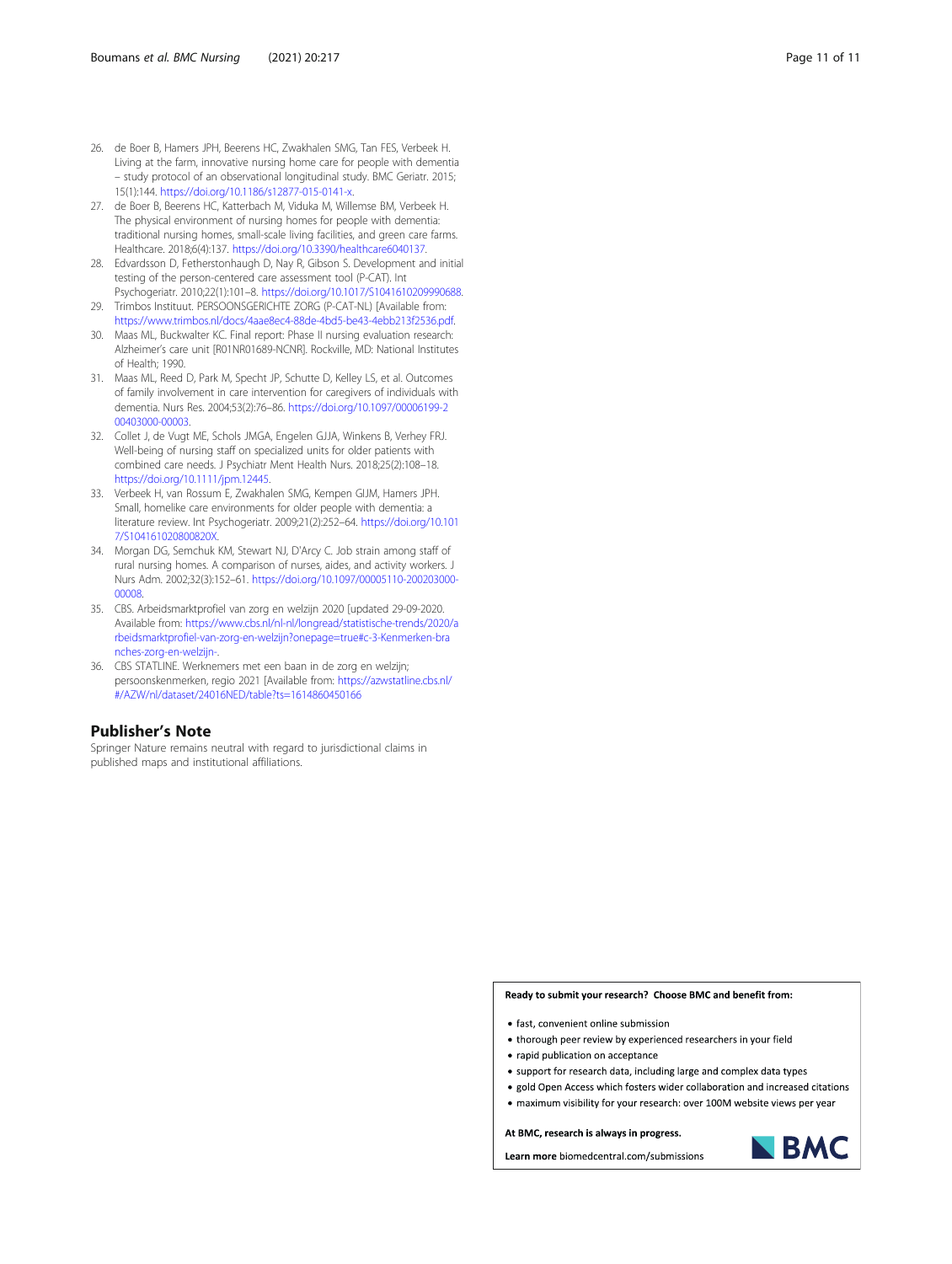26. de Boer B, Hamers JPH, Beerens HC, Zwakhalen SMG, Tan FES, Verbeek H. Living at the farm, innovative nursing home care for people with dementia – study protocol of an observational longitudinal study. BMC Geriatr. 2015; 15(1):144. https://doi.org/10.1186/s12877-015-0141-x.
27. de Boer B, Beerens HC, Katterbach M, Viduka M, Willemse BM, Verbeek H. The physical environment of nursing homes for people with dementia: traditional nursing homes, small-scale living facilities, and green care farms. Healthcare. 2018;6(4):137. https://doi.org/10.3390/healthcare6040137.
28. Edvardsson D, Fetherstonhaugh D, Nay R, Gibson S. Development and initial testing of the person-centered care assessment tool (P-CAT). Int Psychogeriatr. 2010;22(1):101–8. https://doi.org/10.1017/S1041610209990688.
29. Trimbos Instituut. PERSOONSGERICHTE ZORG (P-CAT-NL) [Available from: https://www.trimbos.nl/docs/4aae8ec4-88de-4bd5-be43-4ebb213f2536.pdf.
30. Maas ML, Buckwalter KC. Final report: Phase II nursing evaluation research: Alzheimer's care unit [R01NR01689-NCNR]. Rockville, MD: National Institutes of Health; 1990.
31. Maas ML, Reed D, Park M, Specht JP, Schutte D, Kelley LS, et al. Outcomes of family involvement in care intervention for caregivers of individuals with dementia. Nurs Res. 2004;53(2):76–86. https://doi.org/10.1097/00006199-200403000-00003.
32. Collet J, de Vugt ME, Schols JMGA, Engelen GJJA, Winkens B, Verhey FRJ. Well-being of nursing staff on specialized units for older patients with combined care needs. J Psychiatr Ment Health Nurs. 2018;25(2):108–18. https://doi.org/10.1111/jpm.12445.
33. Verbeek H, van Rossum E, Zwakhalen SMG, Kempen GIJM, Hamers JPH. Small, homelike care environments for older people with dementia: a literature review. Int Psychogeriatr. 2009;21(2):252–64. https://doi.org/10.1017/S104161020800820X.
34. Morgan DG, Semchuk KM, Stewart NJ, D'Arcy C. Job strain among staff of rural nursing homes. A comparison of nurses, aides, and activity workers. J Nurs Adm. 2002;32(3):152–61. https://doi.org/10.1097/00005110-200203000-00008.
35. CBS. Arbeidsmarktprofiel van zorg en welzijn 2020 [updated 29-09-2020. Available from: https://www.cbs.nl/nl-nl/longread/statistische-trends/2020/arbeidsmarktprofiel-van-zorg-en-welzijn?onepage=true#c-3-Kenmerken-branches-zorg-en-welzijn-.
36. CBS STATLINE. Werknemers met een baan in de zorg en welzijn; persoonskenmerken, regio 2021 [Available from: https://azwstatline.cbs.nl/#/AZW/nl/dataset/24016NED/table?ts=1614860450166

## Publisher's Note

Springer Nature remains neutral with regard to jurisdictional claims in published maps and institutional affiliations.

**Ready to submit your research? Choose BMC and benefit from:**

- fast, convenient online submission
- thorough peer review by experienced researchers in your field
- rapid publication on acceptance
- support for research data, including large and complex data types
- gold Open Access which fosters wider collaboration and increased citations
- maximum visibility for your research: over 100M website views per year

**At BMC, research is always in progress.**

**Learn more** biomedcentral.com/submissions

BMC